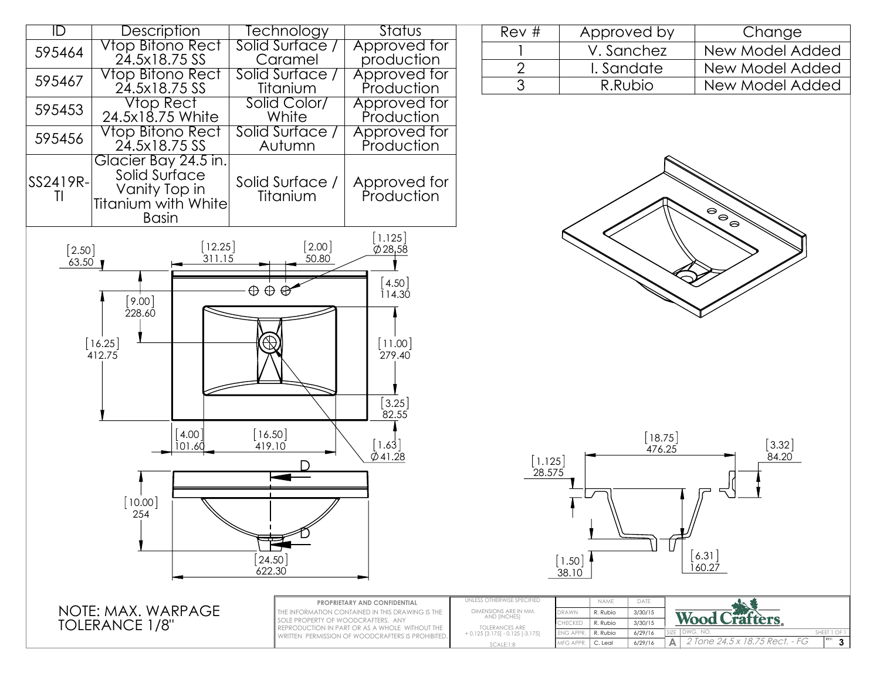| ID | Description | Technology | Status |
|---|---|---|---|
| 595464 | Vtop Bitono Rect 24.5x18.75 SS | Solid Surface / Caramel | Approved for production |
| 595467 | Vtop Bitono Rect 24.5x18.75 SS | Solid Surface / Titanium | Approved for Production |
| 595453 | Vtop Rect 24.5x18.75 White | Solid Color/ White | Approved for Production |
| 595456 | Vtop Bitono Rect 24.5x18.75 SS | Solid Surface / Autumn | Approved for Production |
| SS2419R-TI | Glacier Bay 24.5 in. Solid Surface Vanity Top in Titanium with White Basin | Solid Surface / Titanium | Approved for Production |

| Rev # | Approved by | Change |
|---|---|---|
| 1 | V. Sanchez | New Model Added |
| 2 | I. Sandate | New Model Added |
| 3 | R.Rubio | New Model Added |

[2.50] 63.50

[12.25] 311.15

[2.00] 50.80

[1.125] ∅28.58

[4.50] 114.30

[9.00] 228.60

[16.25] 412.75

[11.00] 279.40

[3.25] 82.55

[4.00] 101.60

[16.50] 419.10

[1.63] ∅41.28

[10.00] 254

[24.50] 622.30

D

D

[18.75] 476.25

[3.32] 84.20

[1.125] 28.575

[1.50] 38.10

[6.31] 160.27

NOTE: MAX. WARPAGE TOLERANCE 1/8"

**PROPRIETARY AND CONFIDENTIAL**

THE INFORMATION CONTAINED IN THIS DRAWING IS THE SOLE PROPERTY OF WOODCRAFTERS. ANY REPRODUCTION IN PART OR AS A WHOLE WITHOUT THE WRITTEN PERMISSION OF WOODCRAFTERS IS PROHIBITED.

UNLESS OTHERWISE SPECIFIED

DIMENSIONS ARE IN MM. AND [INCHES]

TOLERANCES ARE + 0.125 [3.175] - 0.125 [-3.175]

SCALE:1:8

| | NAME | DATE |
|---|---|---|
| DRAWN | R. Rubio | 3/30/15 |
| CHECKED | R. Rubio | 3/30/15 |
| ENG APPR. | R. Rubio | 6/29/16 |
| MFG APPR. | C. Leal | 6/29/16 |

Wood Crafters.

SIZE A | DWG. NO. *2 Tone 24.5 x 18.75 Rect. - FG* | REV. 3 | SHEET 1 OF 1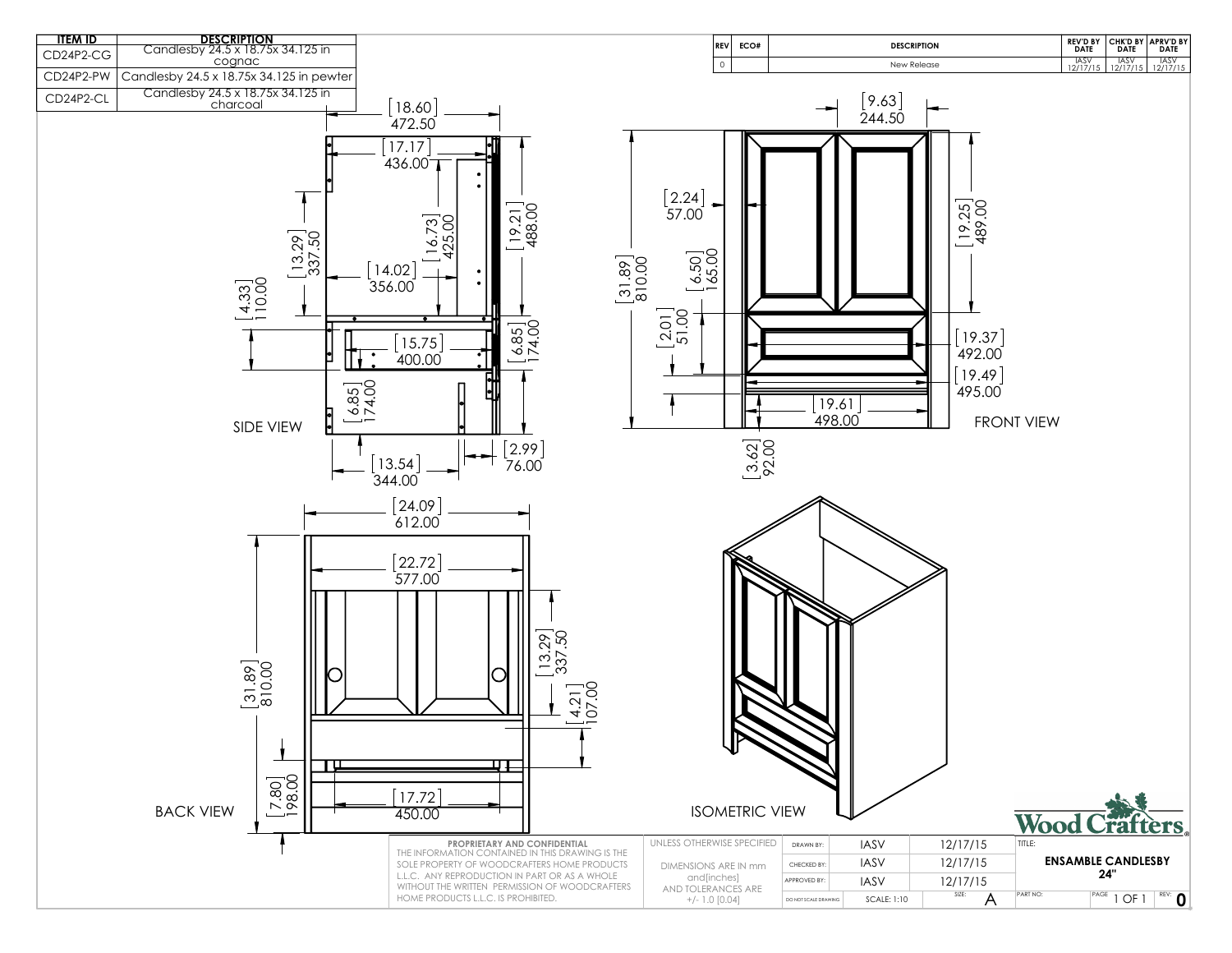| ITEM ID | DESCRIPTION |
|---|---|
| CD24P2-CG | Candlesby 24.5 x 18.75x 34.125 in cognac |
| CD24P2-PW | Candlesby 24.5 x 18.75x 34.125 in pewter |
| CD24P2-CL | Candlesby 24.5 x 18.75x 34.125 in charcoal |

| REV | ECO# | DESCRIPTION | REV'D BY DATE | CHK'D BY DATE | APRV'D BY DATE |
|---|---|---|---|---|---|
| 0 | | New Release | IASV 12/17/15 | IASV 12/17/15 | IASV 12/17/15 |

SIDE VIEW

[18.60] 472.50
[17.17] 436.00
[16.73] 425.00
[19.21] 488.00
[13.29] 337.50
[14.02] 356.00
[4.33] 110.00
[15.75] 400.00
[6.85] 174.00
[6.85] 174.00
[13.54] 344.00
[2.99] 76.00

FRONT VIEW

[9.63] 244.50
[2.24] 57.00
[31.89] 810.00
[6.50] 165.00
[2.01] 51.00
[19.25] 489.00
[19.37] 492.00
[19.49] 495.00
[19.61] 498.00
[3.62] 92.00

BACK VIEW

[24.09] 612.00
[22.72] 577.00
[31.89] 810.00
[13.29] 337.50
[4.21] 107.00
[7.80] 198.00
[17.72] 450.00

ISOMETRIC VIEW

**PROPRIETARY AND CONFIDENTIAL**
THE INFORMATION CONTAINED IN THIS DRAWING IS THE SOLE PROPERTY OF WOODCRAFTERS HOME PRODUCTS L.L.C. ANY REPRODUCTION IN PART OR AS A WHOLE WITHOUT THE WRITTEN PERMISSION OF WOODCRAFTERS HOME PRODUCTS L.L.C. IS PROHIBITED.

UNLESS OTHERWISE SPECIFIED
DIMENSIONS ARE IN mm and[inches]
AND TOLERANCES ARE +/- 1.0 [0.04]

| | | |
|---|---|---|
| DRAWN BY: | IASV | 12/17/15 |
| CHECKED BY: | IASV | 12/17/15 |
| APPROVED BY: | IASV | 12/17/15 |
| DO NOT SCALE DRAWING | SCALE: 1:10 | SIZE: A |

Wood Crafters

TITLE: **ENSAMBLE CANDLESBY 24"**

PART NO: PAGE 1 OF 1 REV: **0**